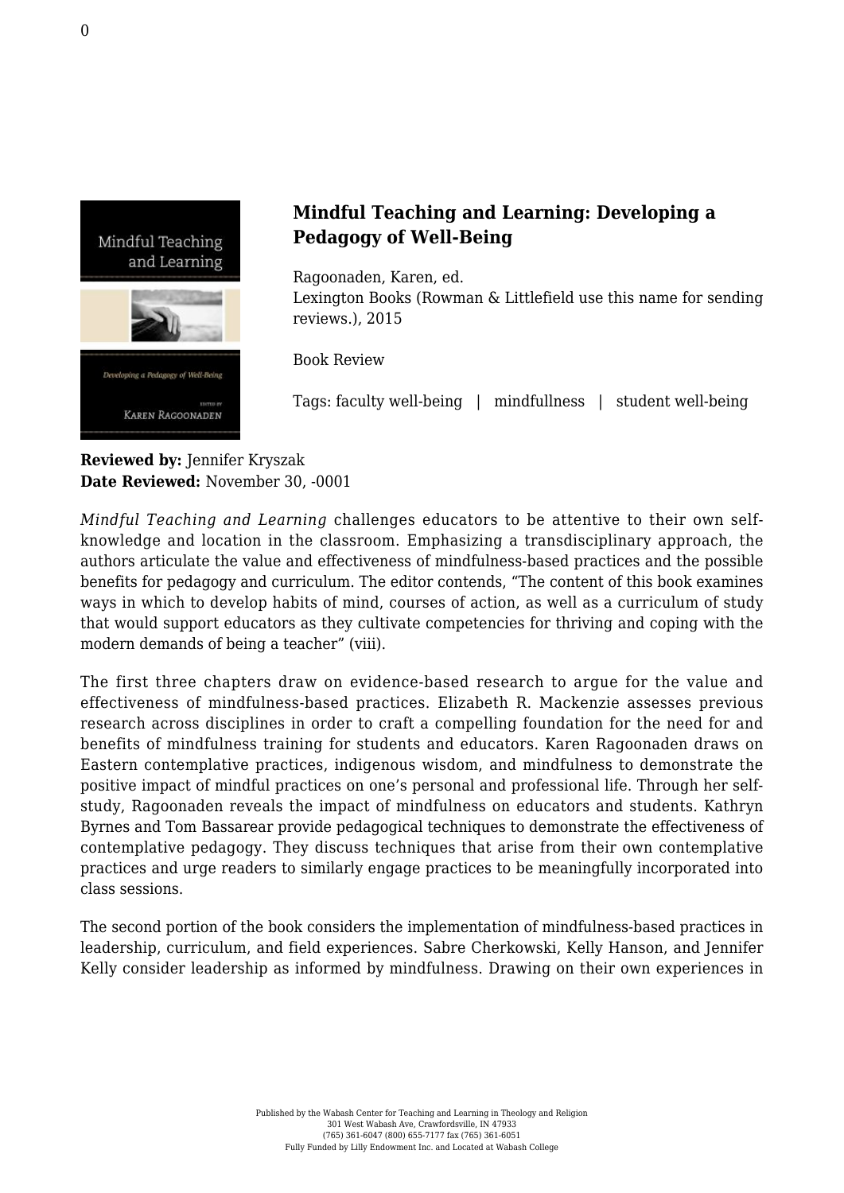## Mindful Teaching and Learning: Developing a Pedagogy of Well-Being

Ragoonaden, Karen, ed.
Lexington Books (Rowman & Littlefield use this name for sending reviews.), 2015

Book Review

Tags: faculty well-being | mindfullness | student well-being

**Reviewed by:** Jennifer Kryszak
**Date Reviewed:** November 30, -0001

*Mindful Teaching and Learning* challenges educators to be attentive to their own self-knowledge and location in the classroom. Emphasizing a transdisciplinary approach, the authors articulate the value and effectiveness of mindfulness-based practices and the possible benefits for pedagogy and curriculum. The editor contends, "The content of this book examines ways in which to develop habits of mind, courses of action, as well as a curriculum of study that would support educators as they cultivate competencies for thriving and coping with the modern demands of being a teacher" (viii).

The first three chapters draw on evidence-based research to argue for the value and effectiveness of mindfulness-based practices. Elizabeth R. Mackenzie assesses previous research across disciplines in order to craft a compelling foundation for the need for and benefits of mindfulness training for students and educators. Karen Ragoonaden draws on Eastern contemplative practices, indigenous wisdom, and mindfulness to demonstrate the positive impact of mindful practices on one's personal and professional life. Through her self-study, Ragoonaden reveals the impact of mindfulness on educators and students. Kathryn Byrnes and Tom Bassarear provide pedagogical techniques to demonstrate the effectiveness of contemplative pedagogy. They discuss techniques that arise from their own contemplative practices and urge readers to similarly engage practices to be meaningfully incorporated into class sessions.

The second portion of the book considers the implementation of mindfulness-based practices in leadership, curriculum, and field experiences. Sabre Cherkowski, Kelly Hanson, and Jennifer Kelly consider leadership as informed by mindfulness. Drawing on their own experiences in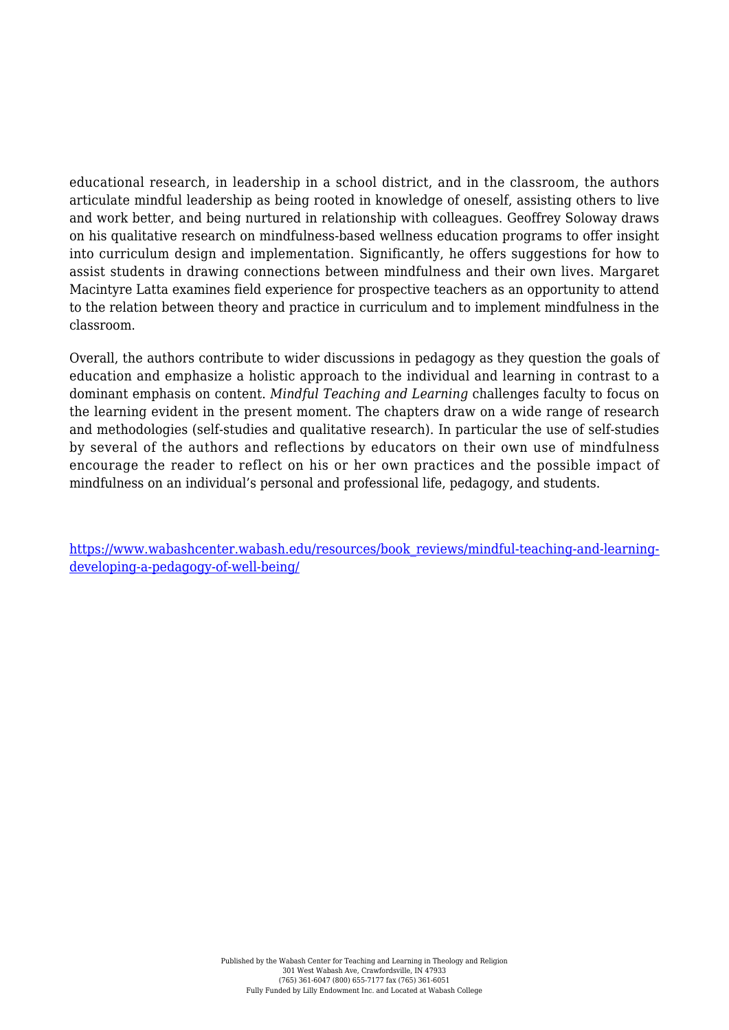educational research, in leadership in a school district, and in the classroom, the authors articulate mindful leadership as being rooted in knowledge of oneself, assisting others to live and work better, and being nurtured in relationship with colleagues. Geoffrey Soloway draws on his qualitative research on mindfulness-based wellness education programs to offer insight into curriculum design and implementation. Significantly, he offers suggestions for how to assist students in drawing connections between mindfulness and their own lives. Margaret Macintyre Latta examines field experience for prospective teachers as an opportunity to attend to the relation between theory and practice in curriculum and to implement mindfulness in the classroom.

Overall, the authors contribute to wider discussions in pedagogy as they question the goals of education and emphasize a holistic approach to the individual and learning in contrast to a dominant emphasis on content. *Mindful Teaching and Learning* challenges faculty to focus on the learning evident in the present moment. The chapters draw on a wide range of research and methodologies (self-studies and qualitative research). In particular the use of self-studies by several of the authors and reflections by educators on their own use of mindfulness encourage the reader to reflect on his or her own practices and the possible impact of mindfulness on an individual's personal and professional life, pedagogy, and students.

[https://www.wabashcenter.wabash.edu/resources/book_reviews/mindful-teaching-and-learning-developing-a-pedagogy-of-well-being/](https://www.wabashcenter.wabash.edu/resources/book_reviews/mindful-teaching-and-learning-developing-a-pedagogy-of-well-being/)

Published by the Wabash Center for Teaching and Learning in Theology and Religion
301 West Wabash Ave, Crawfordsville, IN 47933
(765) 361-6047 (800) 655-7177 fax (765) 361-6051
Fully Funded by Lilly Endowment Inc. and Located at Wabash College